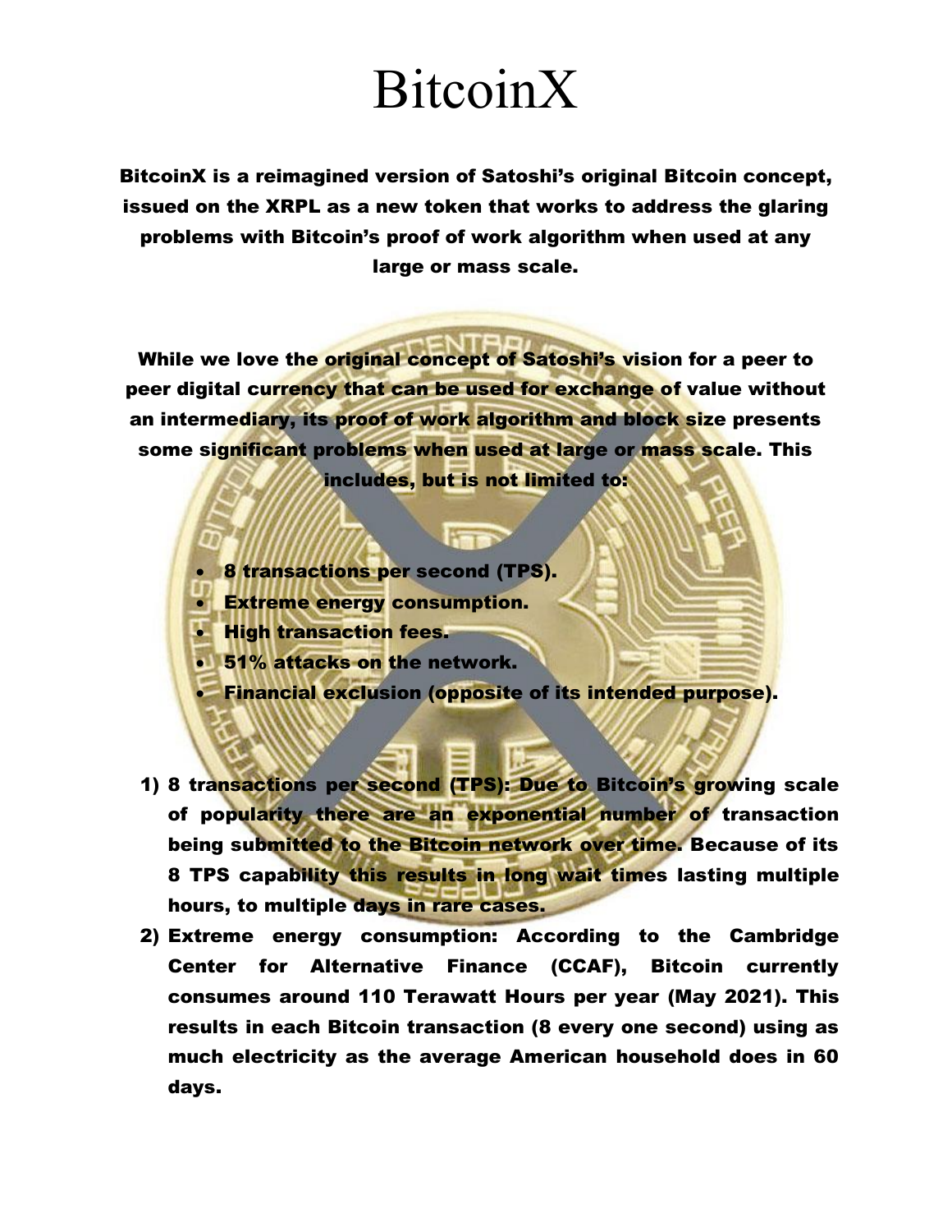# BitcoinX

**BitcoinX is a reimagined version of Satoshi's original Bitcoin concept, issued on the XRPL as a new token that works to address the glaring problems with Bitcoin's proof of work algorithm when used at any large or mass scale.**

**While we love the original concept of Satoshi's vision for a peer to peer digital currency that can be used for exchange of value without an intermediary, its proof of work algorithm and block size presents some significant problems when used at large or mass scale. This includes, but is not limited to:**

- **8 transactions per second (TPS).**
- **Extreme energy consumption.**
- **High transaction fees.**
- **51% attacks on the network.**
- **Financial exclusion (opposite of its intended purpose).**

1) **8 transactions per second (TPS): Due to Bitcoin's growing scale of popularity there are an exponential number of transaction being submitted to the Bitcoin network over time. Because of its 8 TPS capability this results in long wait times lasting multiple hours, to multiple days in rare cases.**
2) **Extreme energy consumption: According to the Cambridge Center for Alternative Finance (CCAF), Bitcoin currently consumes around 110 Terawatt Hours per year (May 2021). This results in each Bitcoin transaction (8 every one second) using as much electricity as the average American household does in 60 days.**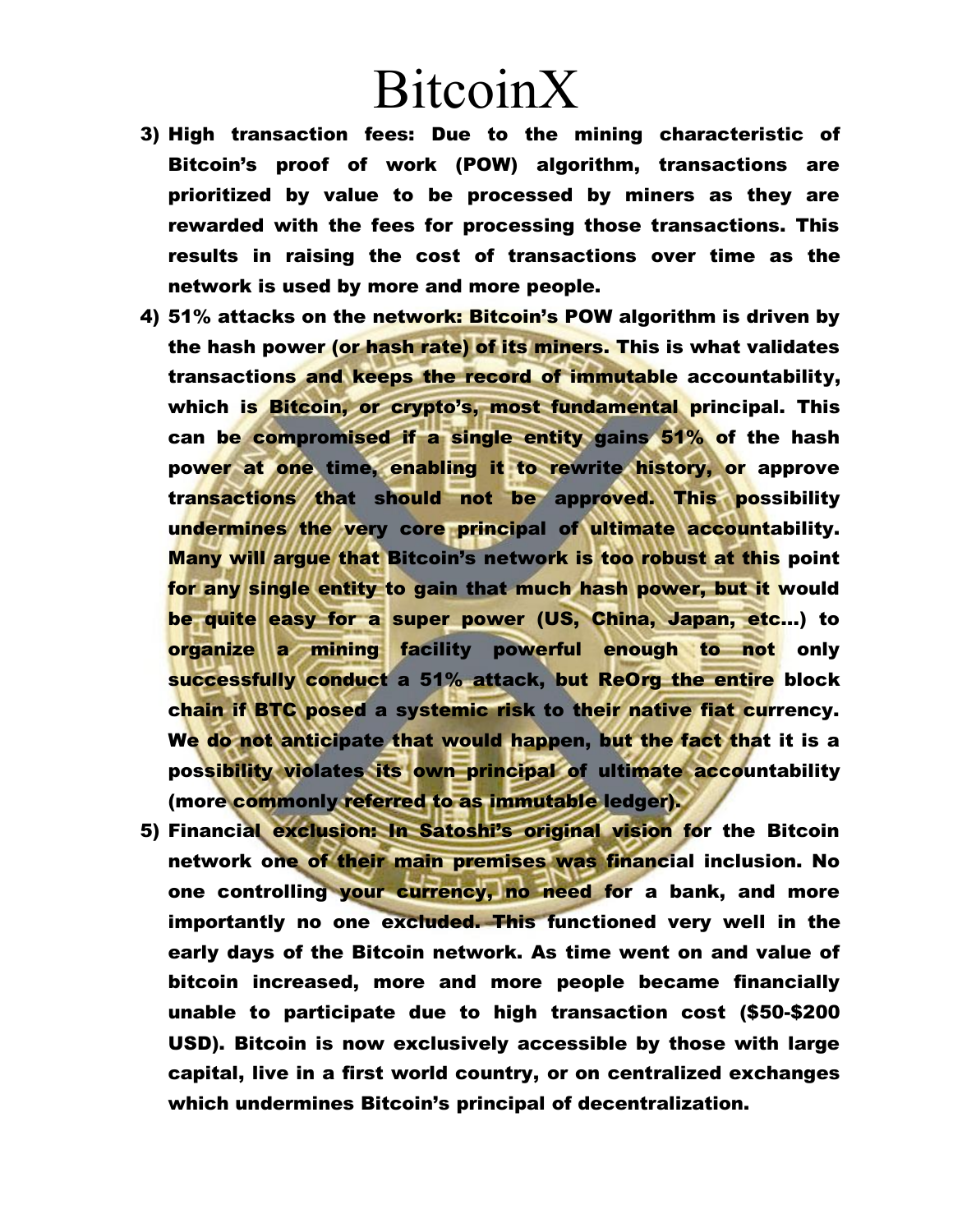3. **High transaction fees:** Due to the mining characteristic of Bitcoin's proof of work (POW) algorithm, transactions are prioritized by value to be processed by miners as they are rewarded with the fees for processing those transactions. This results in raising the cost of transactions over time as the network is used by more and more people.
4. **51% attacks on the network:** Bitcoin's POW algorithm is driven by the hash power (or hash rate) of its miners. This is what validates transactions and keeps the record of immutable accountability, which is Bitcoin, or crypto's, most fundamental principal. This can be compromised if a single entity gains 51% of the hash power at one time, enabling it to rewrite history, or approve transactions that should not be approved. This possibility undermines the very core principal of ultimate accountability. Many will argue that Bitcoin's network is too robust at this point for any single entity to gain that much hash power, but it would be quite easy for a super power (US, China, Japan, etc...) to organize a mining facility powerful enough to not only successfully conduct a 51% attack, but ReOrg the entire block chain if BTC posed a systemic risk to their native fiat currency. We do not anticipate that would happen, but the fact that it is a possibility violates its own principal of ultimate accountability (more commonly referred to as immutable ledger).
5. **Financial exclusion:** In Satoshi's original vision for the Bitcoin network one of their main premises was financial inclusion. No one controlling your currency, no need for a bank, and more importantly no one excluded. This functioned very well in the early days of the Bitcoin network. As time went on and value of bitcoin increased, more and more people became financially unable to participate due to high transaction cost ($50-$200 USD). Bitcoin is now exclusively accessible by those with large capital, live in a first world country, or on centralized exchanges which undermines Bitcoin's principal of decentralization.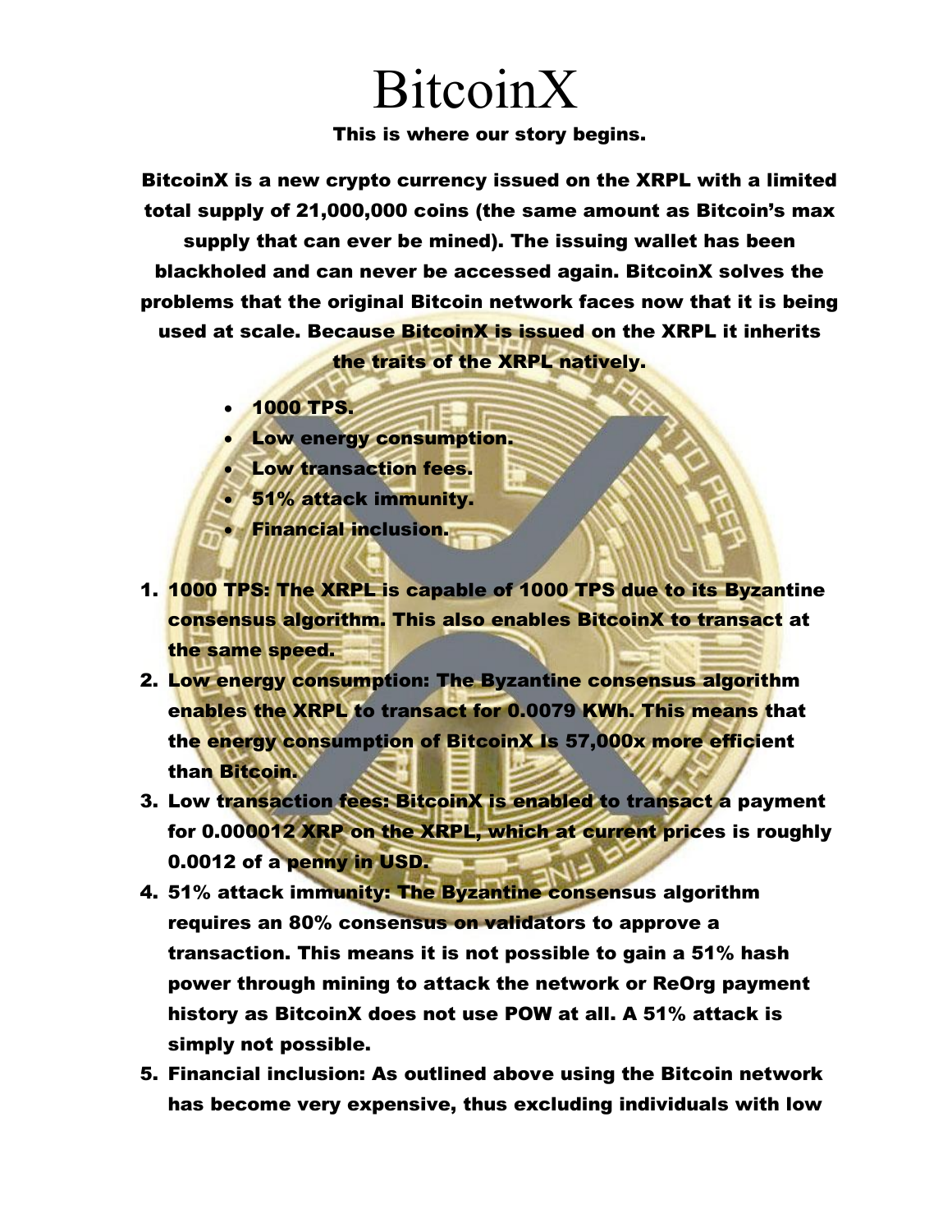# BitcoinX

**This is where our story begins.**

**BitcoinX is a new crypto currency issued on the XRPL with a limited total supply of 21,000,000 coins (the same amount as Bitcoin's max supply that can ever be mined). The issuing wallet has been blackholed and can never be accessed again. BitcoinX solves the problems that the original Bitcoin network faces now that it is being used at scale. Because BitcoinX is issued on the XRPL it inherits the traits of the XRPL natively.**

- **1000 TPS.**
- **Low energy consumption.**
- **Low transaction fees.**
- **51% attack immunity.**
- **Financial inclusion.**

1. **1000 TPS: The XRPL is capable of 1000 TPS due to its Byzantine consensus algorithm. This also enables BitcoinX to transact at the same speed.**
2. **Low energy consumption: The Byzantine consensus algorithm enables the XRPL to transact for 0.0079 KWh. This means that the energy consumption of BitcoinX Is 57,000x more efficient than Bitcoin.**
3. **Low transaction fees: BitcoinX is enabled to transact a payment for 0.000012 XRP on the XRPL, which at current prices is roughly 0.0012 of a penny in USD.**
4. **51% attack immunity: The Byzantine consensus algorithm requires an 80% consensus on validators to approve a transaction. This means it is not possible to gain a 51% hash power through mining to attack the network or ReOrg payment history as BitcoinX does not use POW at all. A 51% attack is simply not possible.**
5. **Financial inclusion: As outlined above using the Bitcoin network has become very expensive, thus excluding individuals with low**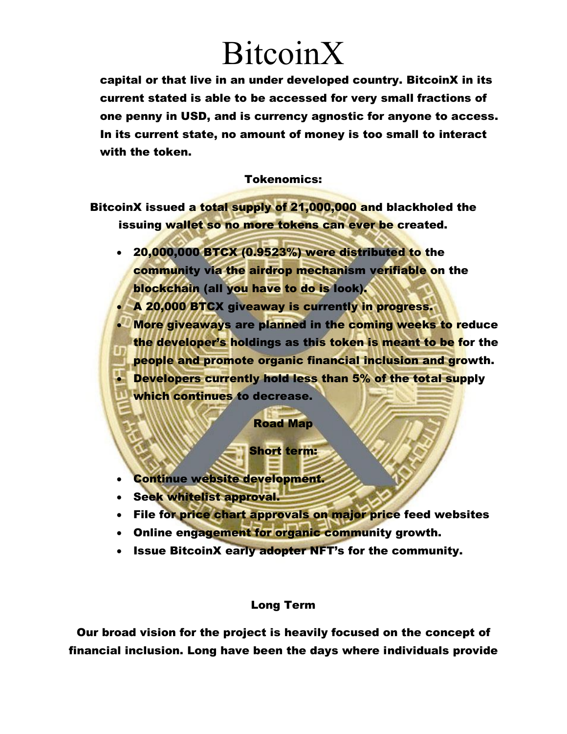# BitcoinX

**capital or that live in an under developed country. BitcoinX in its current stated is able to be accessed for very small fractions of one penny in USD, and is currency agnostic for anyone to access. In its current state, no amount of money is too small to interact with the token.**

**Tokenomics:**

**BitcoinX issued a total supply of 21,000,000 and blackholed the issuing wallet so no more tokens can ever be created.**

- **20,000,000 BTCX (0.9523%) were distributed to the community via the airdrop mechanism verifiable on the blockchain (all you have to do is look).**
- **A 20,000 BTCX giveaway is currently in progress.**
- **More giveaways are planned in the coming weeks to reduce the developer's holdings as this token is meant to be for the people and promote organic financial inclusion and growth.**
- **Developers currently hold less than 5% of the total supply which continues to decrease.**

**Road Map**

**Short term:**

- **Continue website development.**
- **Seek whitelist approval.**
- **File for price chart approvals on major price feed websites**
- **Online engagement for organic community growth.**
- **Issue BitcoinX early adopter NFT's for the community.**

**Long Term**

**Our broad vision for the project is heavily focused on the concept of financial inclusion. Long have been the days where individuals provide**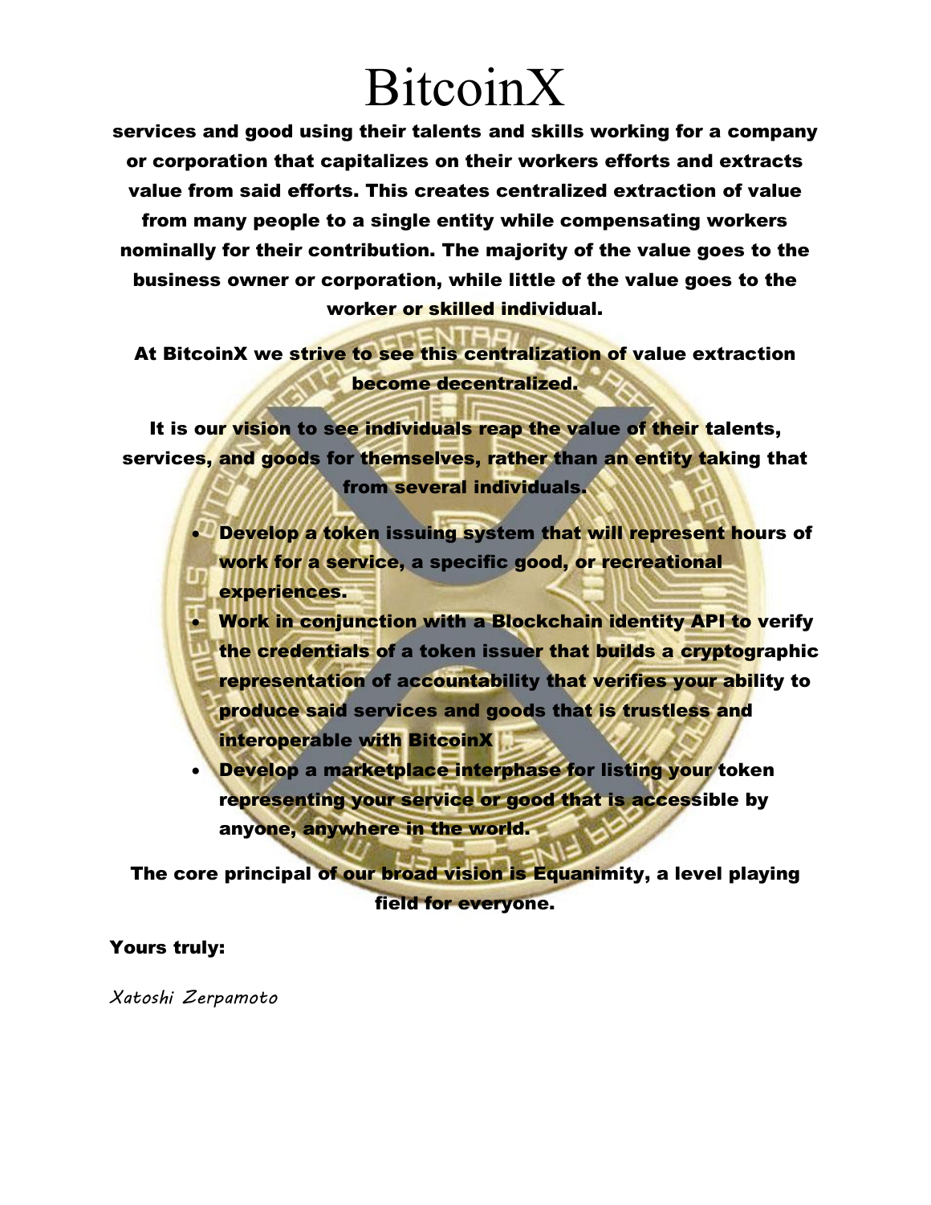# BitcoinX

**services and good using their talents and skills working for a company or corporation that capitalizes on their workers efforts and extracts value from said efforts. This creates centralized extraction of value from many people to a single entity while compensating workers nominally for their contribution. The majority of the value goes to the business owner or corporation, while little of the value goes to the worker or skilled individual.**

**At BitcoinX we strive to see this centralization of value extraction become decentralized.**

**It is our vision to see individuals reap the value of their talents, services, and goods for themselves, rather than an entity taking that from several individuals.**

- **Develop a token issuing system that will represent hours of work for a service, a specific good, or recreational experiences.**
- **Work in conjunction with a Blockchain identity API to verify the credentials of a token issuer that builds a cryptographic representation of accountability that verifies your ability to produce said services and goods that is trustless and interoperable with BitcoinX**
- **Develop a marketplace interphase for listing your token representing your service or good that is accessible by anyone, anywhere in the world.**

**The core principal of our broad vision is Equanimity, a level playing field for everyone.**

**Yours truly:**

*Xatoshi Zerpamoto*